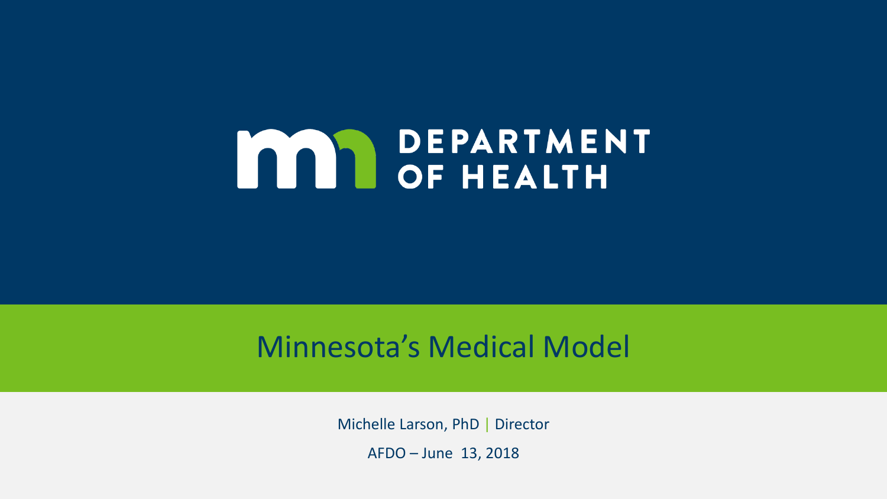DEPARTMENT OF HEALTH

# Minnesota's Medical Model

Michelle Larson, PhD | Director

AFDO – June 13, 2018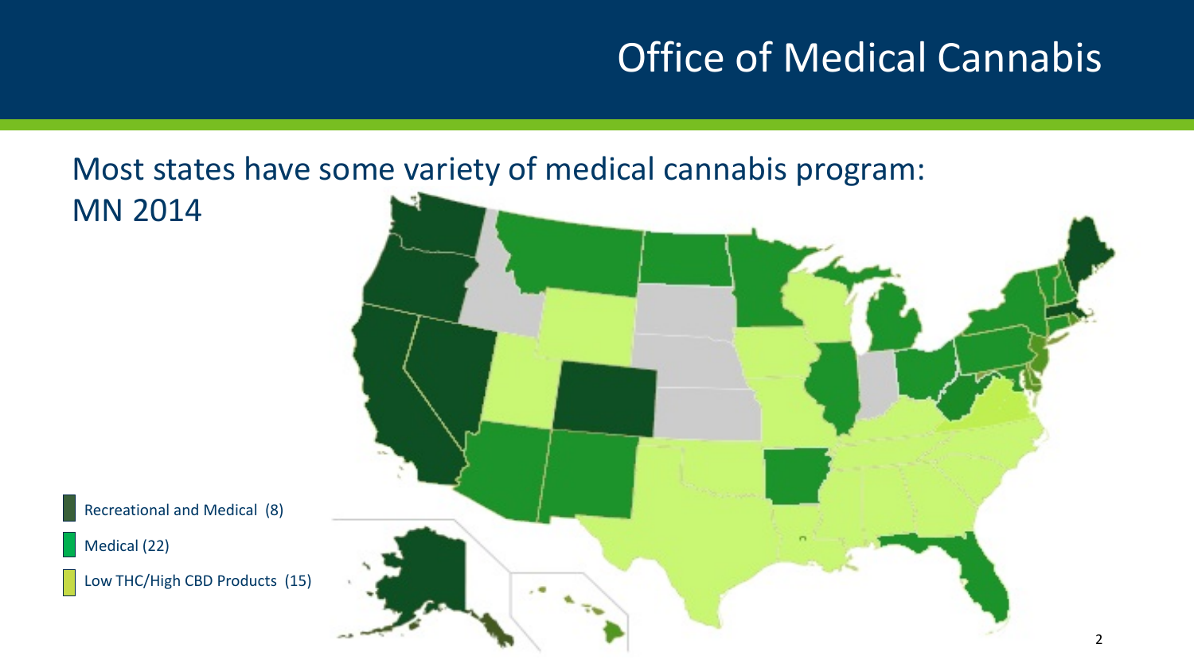# Office of Medical Cannabis

Most states have some variety of medical cannabis program: MN 2014

- Recreational and Medical (8)
- Medical (22)
- Low THC/High CBD Products (15)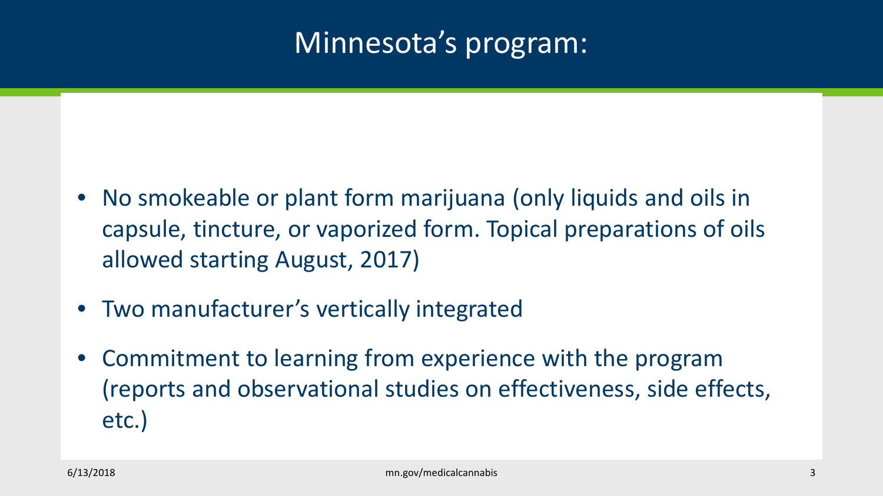# Minnesota's program:

- No smokeable or plant form marijuana (only liquids and oils in capsule, tincture, or vaporized form. Topical preparations of oils allowed starting August, 2017)
- Two manufacturer's vertically integrated
- Commitment to learning from experience with the program (reports and observational studies on effectiveness, side effects, etc.)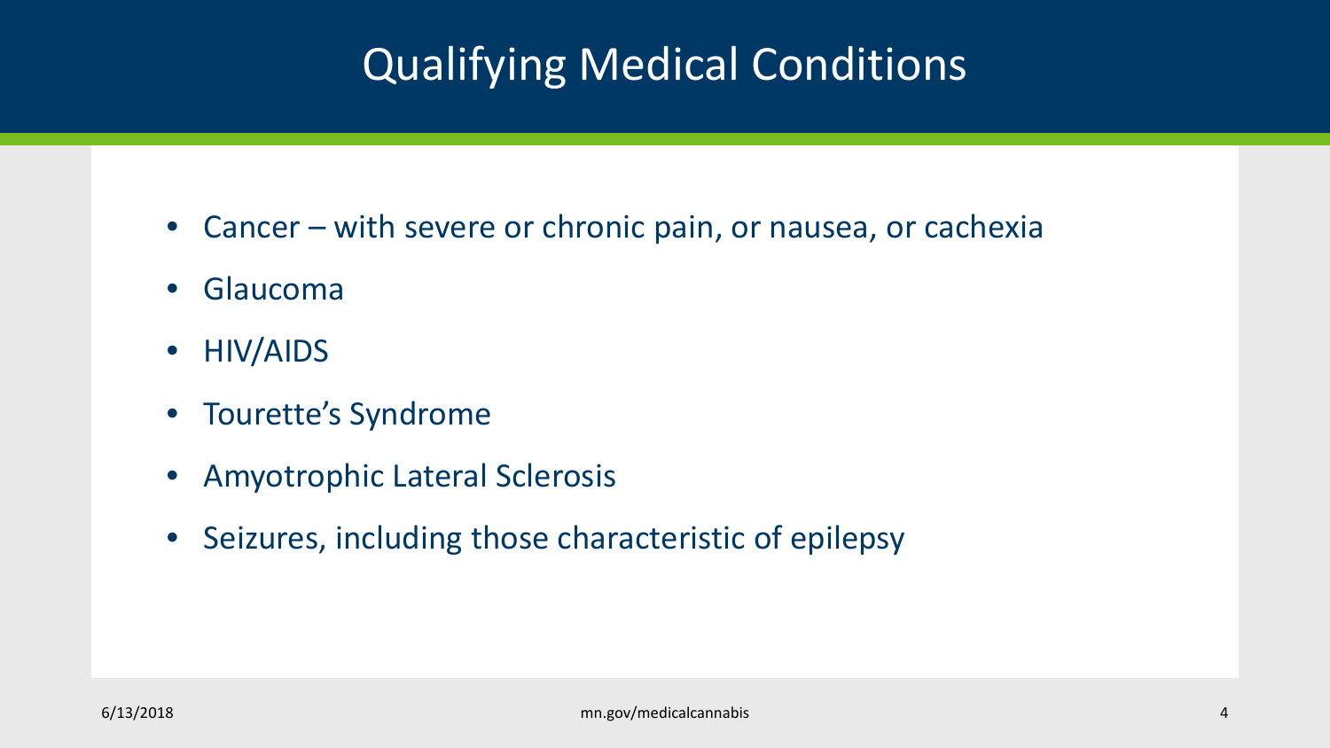# Qualifying Medical Conditions

- Cancer – with severe or chronic pain, or nausea, or cachexia
- Glaucoma
- HIV/AIDS
- Tourette's Syndrome
- Amyotrophic Lateral Sclerosis
- Seizures, including those characteristic of epilepsy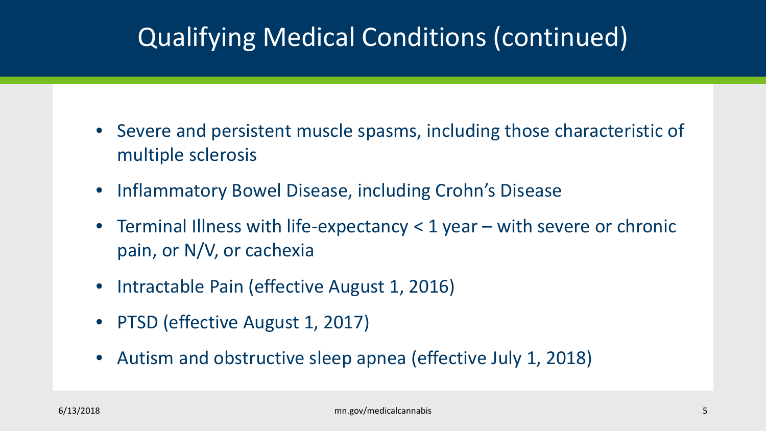# Qualifying Medical Conditions (continued)

- Severe and persistent muscle spasms, including those characteristic of multiple sclerosis
- Inflammatory Bowel Disease, including Crohn's Disease
- Terminal Illness with life-expectancy < 1 year – with severe or chronic pain, or N/V, or cachexia
- Intractable Pain (effective August 1, 2016)
- PTSD (effective August 1, 2017)
- Autism and obstructive sleep apnea (effective July 1, 2018)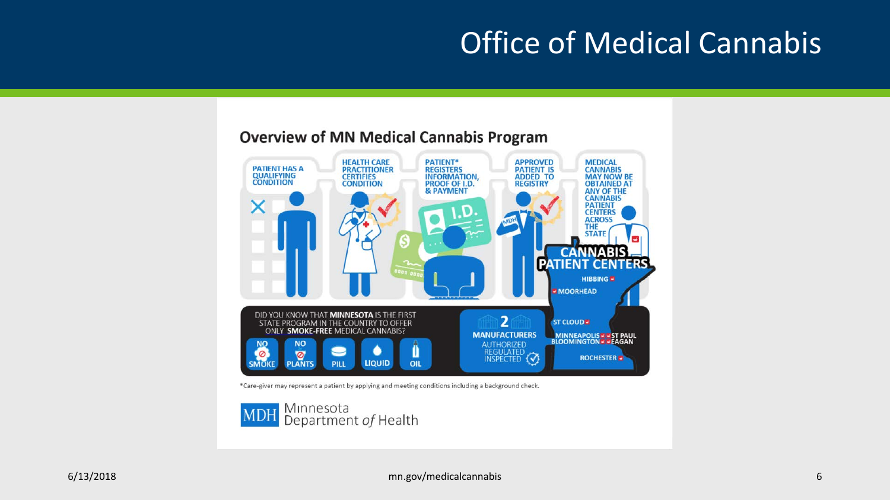# Office of Medical Cannabis

## Overview of MN Medical Cannabis Program

PATIENT HAS A QUALIFYING CONDITION

HEALTH CARE PRACTITIONER CERTIFIES CONDITION

PATIENT* REGISTERS INFORMATION, PROOF OF I.D. & PAYMENT

APPROVED PATIENT IS ADDED TO REGISTRY

MEDICAL CANNABIS MAY NOW BE OBTAINED AT ANY OF THE CANNABIS PATIENT CENTERS ACROSS THE STATE

CANNABIS PATIENT CENTERS

- HIBBING
- MOORHEAD
- ST CLOUD
- MINNEAPOLIS
- ST PAUL
- BLOOMINGTON
- EAGAN
- ROCHESTER

DID YOU KNOW THAT **MINNESOTA** IS THE FIRST STATE PROGRAM IN THE COUNTRY TO OFFER ONLY **SMOKE-FREE** MEDICAL CANNABIS?

NO SMOKE | NO PLANTS | PILL | LIQUID | OIL

2 MANUFACTURERS AUTHORIZED REGULATED INSPECTED

*Care-giver may represent a patient by applying and meeting conditions including a background check.

MDH Minnesota Department *of* Health

6/13/2018

mn.gov/medicalcannabis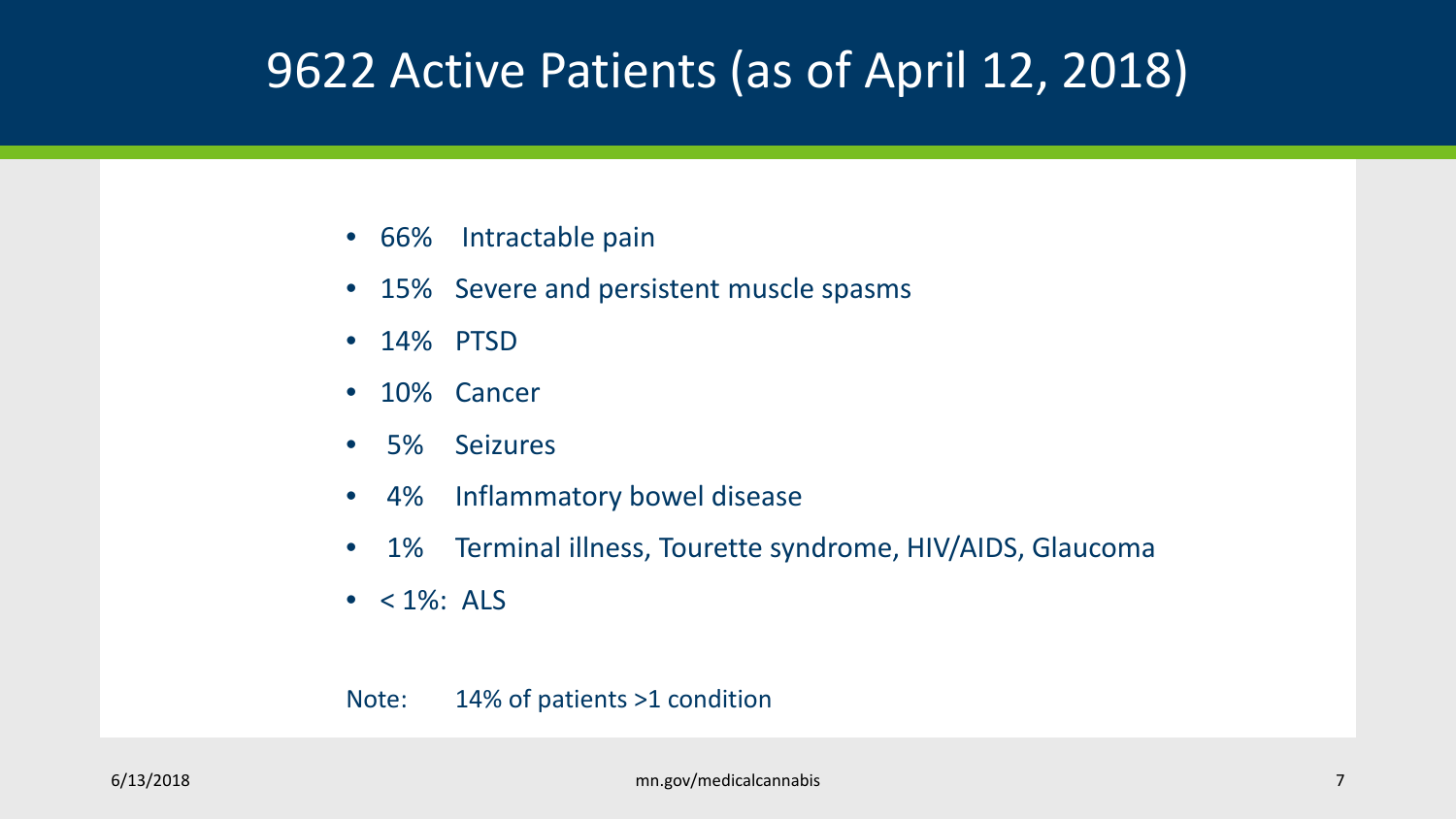# 9622 Active Patients (as of April 12, 2018)

- 66% Intractable pain
- 15% Severe and persistent muscle spasms
- 14% PTSD
- 10% Cancer
- 5% Seizures
- 4% Inflammatory bowel disease
- 1% Terminal illness, Tourette syndrome, HIV/AIDS, Glaucoma
- < 1%: ALS

Note: 14% of patients >1 condition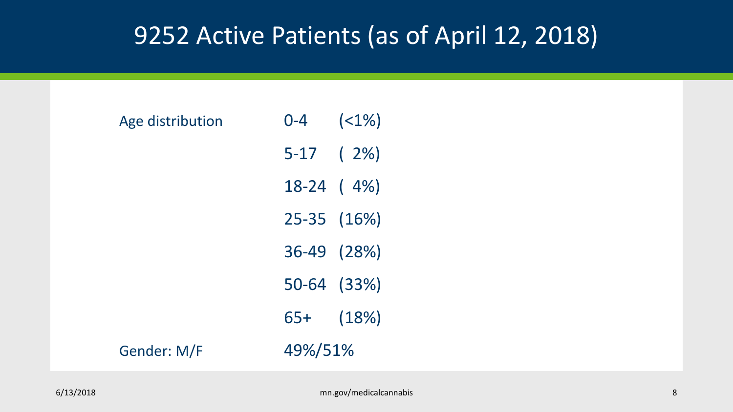# 9252 Active Patients (as of April 12, 2018)

| | | |
|---|---|---|
| Age distribution | 0-4 | (<1%) |
| | 5-17 | ( 2%) |
| | 18-24 | ( 4%) |
| | 25-35 | (16%) |
| | 36-49 | (28%) |
| | 50-64 | (33%) |
| | 65+ | (18%) |
| Gender: M/F | 49%/51% | |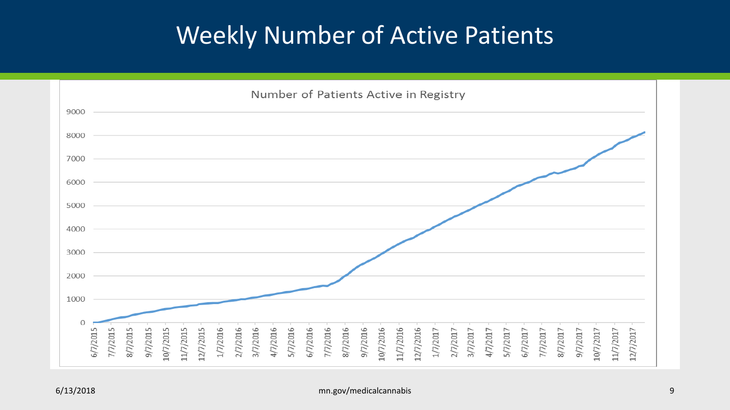# Weekly Number of Active Patients

Number of Patients Active in Registry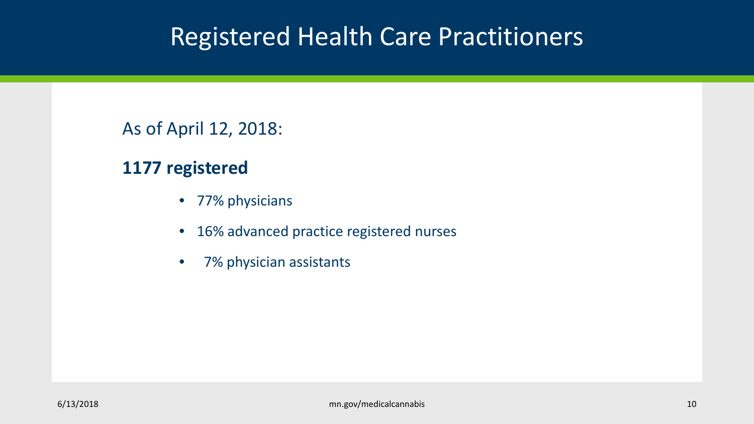# Registered Health Care Practitioners

As of April 12, 2018:

**1177 registered**

- 77% physicians
- 16% advanced practice registered nurses
- 7% physician assistants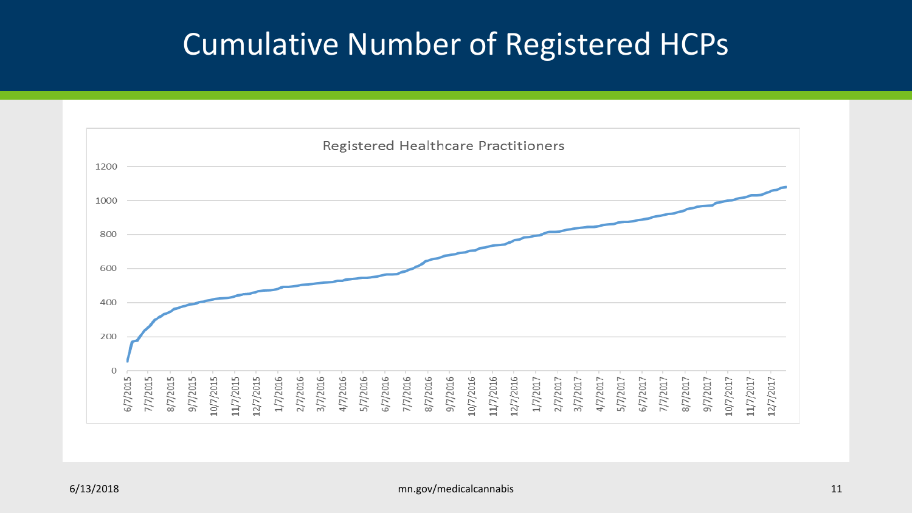# Cumulative Number of Registered HCPs

Registered Healthcare Practitioners

1200

1000

800

600

400

200

0

6/7/2015 7/7/2015 8/7/2015 9/7/2015 10/7/2015 11/7/2015 12/7/2015 1/7/2016 2/7/2016 3/7/2016 4/7/2016 5/7/2016 6/7/2016 7/7/2016 8/7/2016 9/7/2016 10/7/2016 11/7/2016 12/7/2016 1/7/2017 2/7/2017 3/7/2017 4/7/2017 5/7/2017 6/7/2017 7/7/2017 8/7/2017 9/7/2017 10/7/2017 11/7/2017 12/7/2017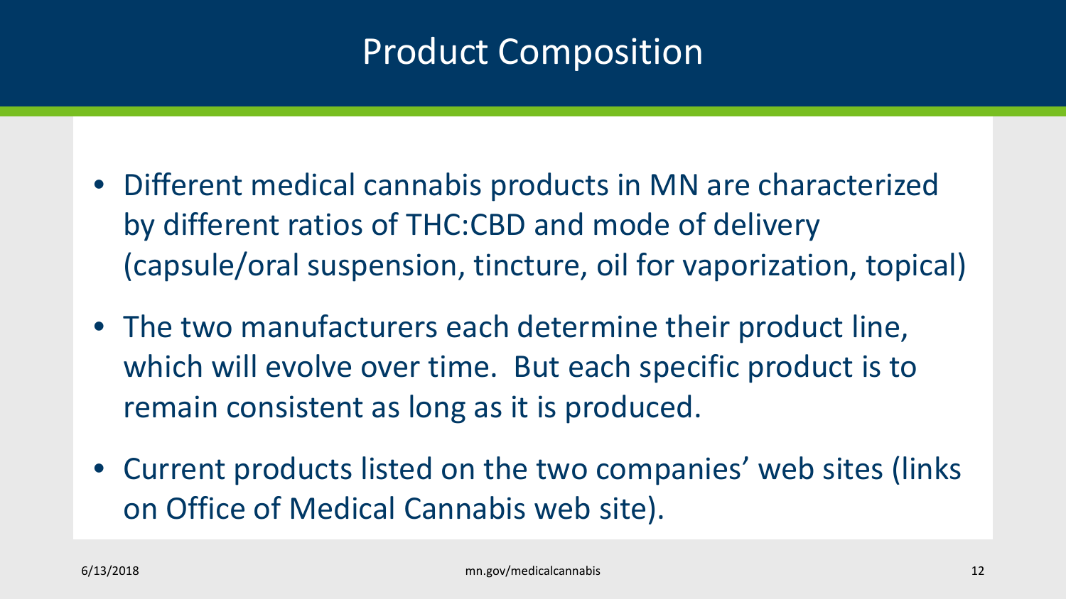# Product Composition

- Different medical cannabis products in MN are characterized by different ratios of THC:CBD and mode of delivery (capsule/oral suspension, tincture, oil for vaporization, topical)
- The two manufacturers each determine their product line, which will evolve over time. But each specific product is to remain consistent as long as it is produced.
- Current products listed on the two companies' web sites (links on Office of Medical Cannabis web site).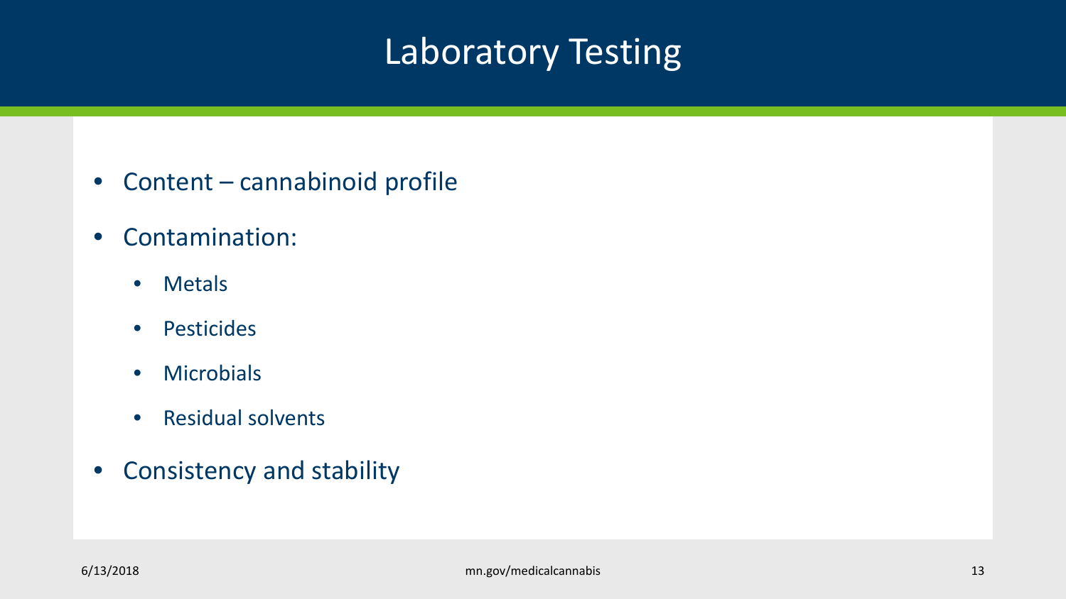# Laboratory Testing

- Content – cannabinoid profile
- Contamination:
  - Metals
  - Pesticides
  - Microbials
  - Residual solvents
- Consistency and stability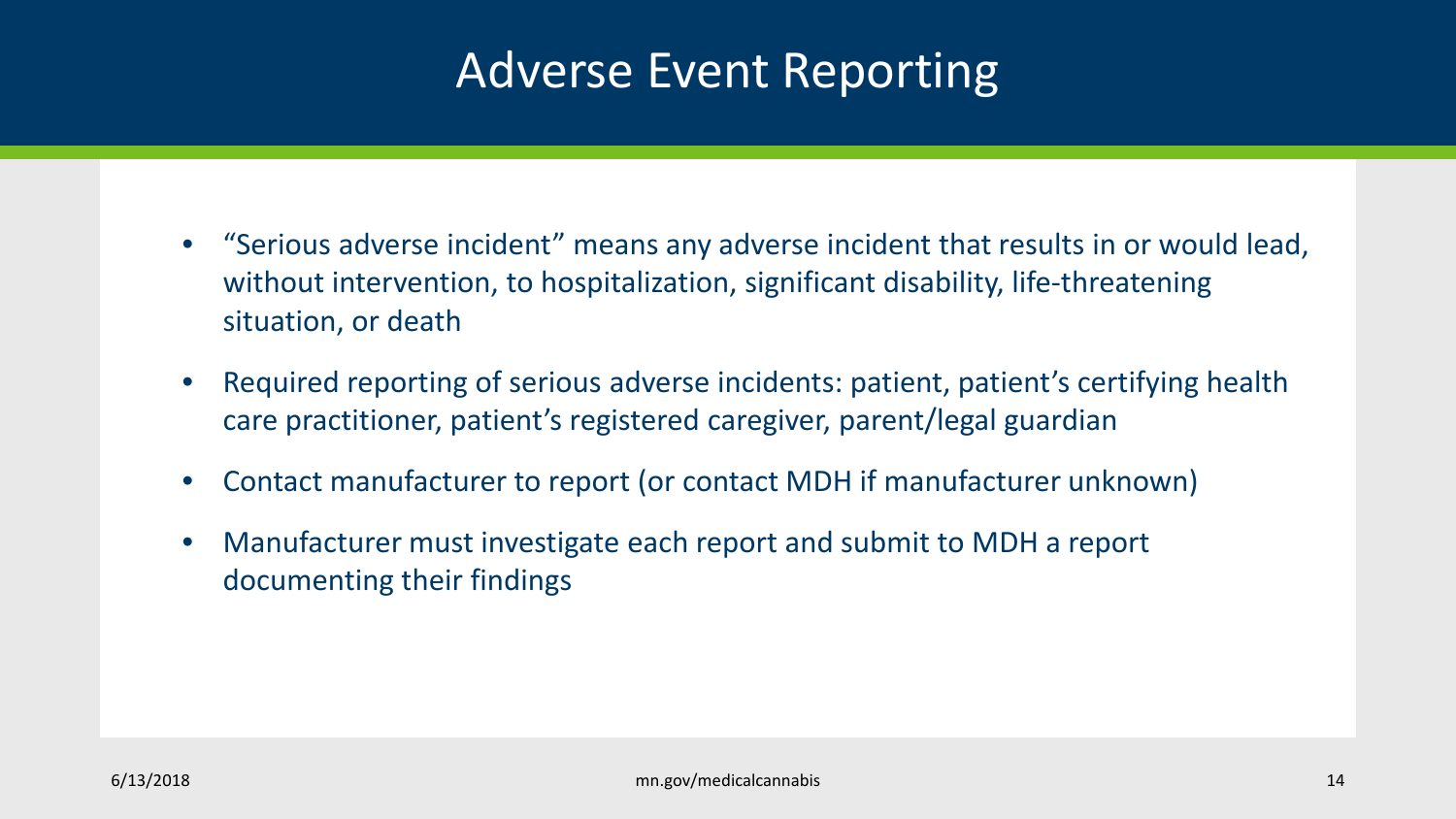# Adverse Event Reporting

- “Serious adverse incident” means any adverse incident that results in or would lead, without intervention, to hospitalization, significant disability, life-threatening situation, or death
- Required reporting of serious adverse incidents: patient, patient’s certifying health care practitioner, patient’s registered caregiver, parent/legal guardian
- Contact manufacturer to report (or contact MDH if manufacturer unknown)
- Manufacturer must investigate each report and submit to MDH a report documenting their findings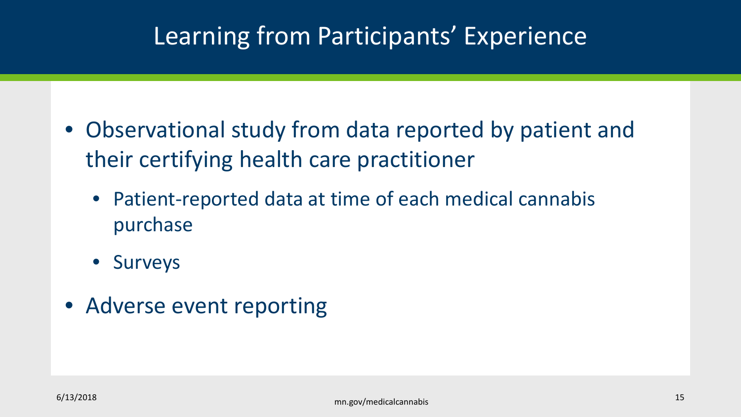# Learning from Participants' Experience

- Observational study from data reported by patient and their certifying health care practitioner
  - Patient-reported data at time of each medical cannabis purchase
  - Surveys
- Adverse event reporting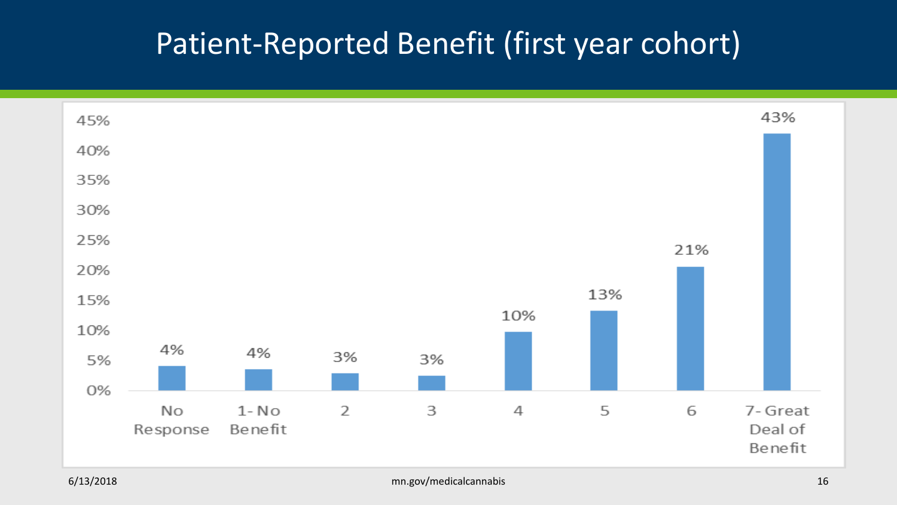# Patient-Reported Benefit (first year cohort)

| Response | Percent |
|---|---|
| No Response | 4% |
| 1- No Benefit | 4% |
| 2 | 3% |
| 3 | 3% |
| 4 | 10% |
| 5 | 13% |
| 6 | 21% |
| 7- Great Deal of Benefit | 43% |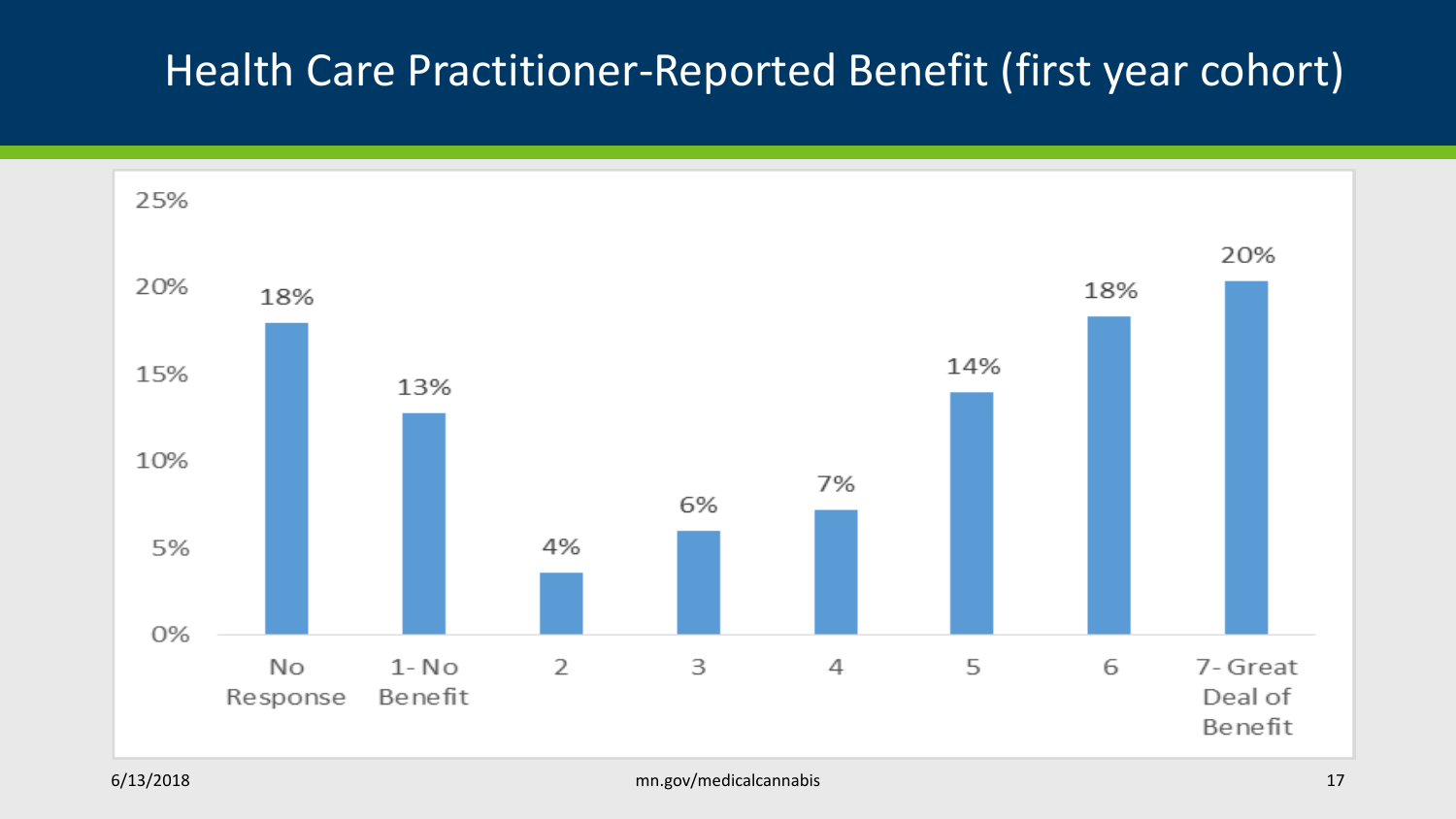# Health Care Practitioner-Reported Benefit (first year cohort)

| Response | Percent |
| --- | --- |
| No Response | 18% |
| 1- No Benefit | 13% |
| 2 | 4% |
| 3 | 6% |
| 4 | 7% |
| 5 | 14% |
| 6 | 18% |
| 7- Great Deal of Benefit | 20% |

6/13/2018 mn.gov/medicalcannabis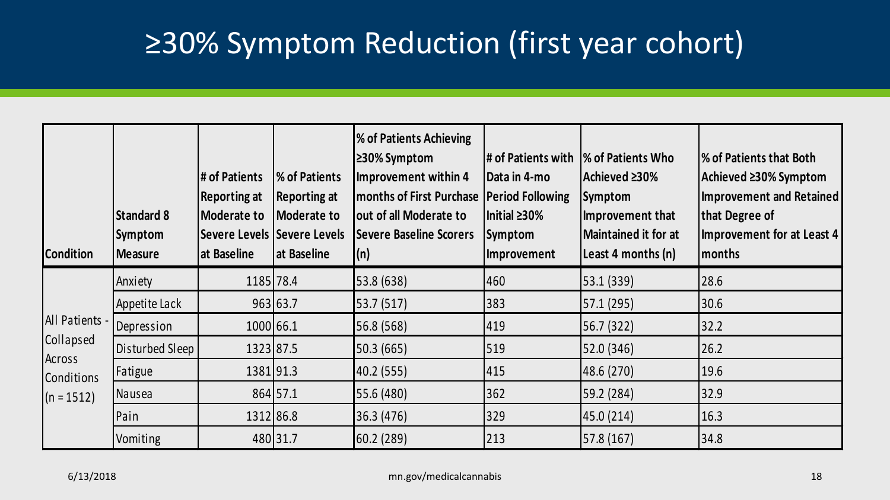# ≥30% Symptom Reduction (first year cohort)

| Condition | Standard 8 Symptom Measure | # of Patients Reporting at Moderate to Severe Levels at Baseline | % of Patients Reporting at Moderate to Severe Levels at Baseline | % of Patients Achieving ≥30% Symptom Improvement within 4 months of First Purchase out of all Moderate to Severe Baseline Scorers (n) | # of Patients with Data in 4-mo Period Following Initial ≥30% Symptom Improvement | % of Patients Who Achieved ≥30% Symptom Improvement that Maintained it for at Least 4 months (n) | % of Patients that Both Achieved ≥30% Symptom Improvement and Retained that Degree of Improvement for at Least 4 months |
|---|---|---|---|---|---|---|---|
| All Patients - Collapsed Across Conditions (n = 1512) | Anxiety | 1185 | 78.4 | 53.8 (638) | 460 | 53.1 (339) | 28.6 |
| | Appetite Lack | 963 | 63.7 | 53.7 (517) | 383 | 57.1 (295) | 30.6 |
| | Depression | 1000 | 66.1 | 56.8 (568) | 419 | 56.7 (322) | 32.2 |
| | Disturbed Sleep | 1323 | 87.5 | 50.3 (665) | 519 | 52.0 (346) | 26.2 |
| | Fatigue | 1381 | 91.3 | 40.2 (555) | 415 | 48.6 (270) | 19.6 |
| | Nausea | 864 | 57.1 | 55.6 (480) | 362 | 59.2 (284) | 32.9 |
| | Pain | 1312 | 86.8 | 36.3 (476) | 329 | 45.0 (214) | 16.3 |
| | Vomiting | 480 | 31.7 | 60.2 (289) | 213 | 57.8 (167) | 34.8 |

6/13/2018

mn.gov/medicalcannabis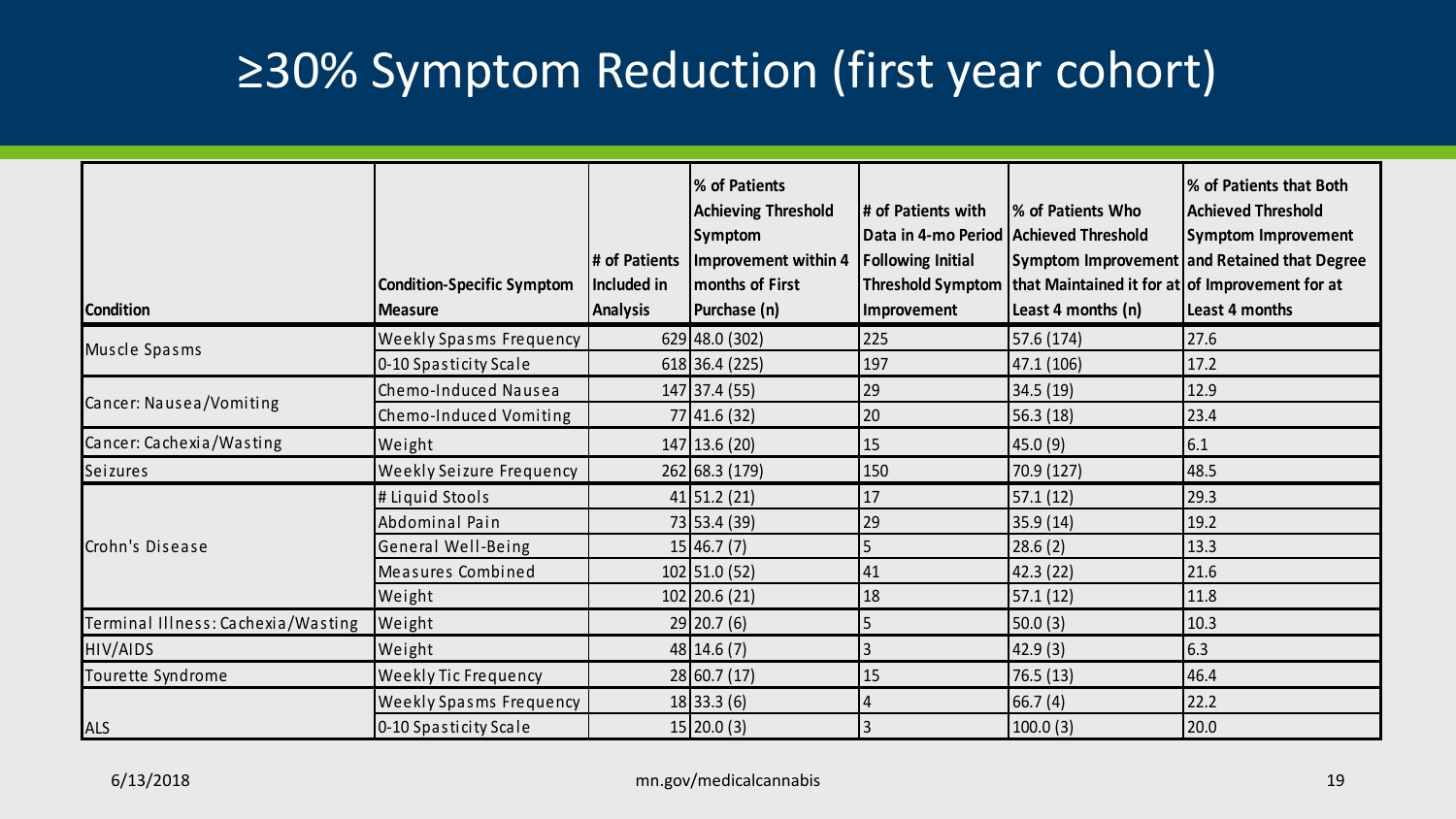# ≥30% Symptom Reduction (first year cohort)

| Condition | Condition-Specific Symptom Measure | # of Patients Included in Analysis | % of Patients Achieving Threshold Symptom Improvement within 4 months of First Purchase (n) | # of Patients with Data in 4-mo Period Following Initial Threshold Symptom Improvement | % of Patients Who Achieved Threshold Symptom Improvement that Maintained it for at Least 4 months (n) | % of Patients that Both Achieved Threshold Symptom Improvement and Retained that Degree of Improvement for at Least 4 months |
|---|---|---|---|---|---|---|
| Muscle Spasms | Weekly Spasms Frequency | 629 | 48.0 (302) | 225 | 57.6 (174) | 27.6 |
| | 0-10 Spasticity Scale | 618 | 36.4 (225) | 197 | 47.1 (106) | 17.2 |
| Cancer: Nausea/Vomiting | Chemo-Induced Nausea | 147 | 37.4 (55) | 29 | 34.5 (19) | 12.9 |
| | Chemo-Induced Vomiting | 77 | 41.6 (32) | 20 | 56.3 (18) | 23.4 |
| Cancer: Cachexia/Wasting | Weight | 147 | 13.6 (20) | 15 | 45.0 (9) | 6.1 |
| Seizures | Weekly Seizure Frequency | 262 | 68.3 (179) | 150 | 70.9 (127) | 48.5 |
| Crohn's Disease | # Liquid Stools | 41 | 51.2 (21) | 17 | 57.1 (12) | 29.3 |
| | Abdominal Pain | 73 | 53.4 (39) | 29 | 35.9 (14) | 19.2 |
| | General Well-Being | 15 | 46.7 (7) | 5 | 28.6 (2) | 13.3 |
| | Measures Combined | 102 | 51.0 (52) | 41 | 42.3 (22) | 21.6 |
| | Weight | 102 | 20.6 (21) | 18 | 57.1 (12) | 11.8 |
| Terminal Illness: Cachexia/Wasting | Weight | 29 | 20.7 (6) | 5 | 50.0 (3) | 10.3 |
| HIV/AIDS | Weight | 48 | 14.6 (7) | 3 | 42.9 (3) | 6.3 |
| Tourette Syndrome | Weekly Tic Frequency | 28 | 60.7 (17) | 15 | 76.5 (13) | 46.4 |
| ALS | Weekly Spasms Frequency | 18 | 33.3 (6) | 4 | 66.7 (4) | 22.2 |
| | 0-10 Spasticity Scale | 15 | 20.0 (3) | 3 | 100.0 (3) | 20.0 |

6/13/2018

mn.gov/medicalcannabis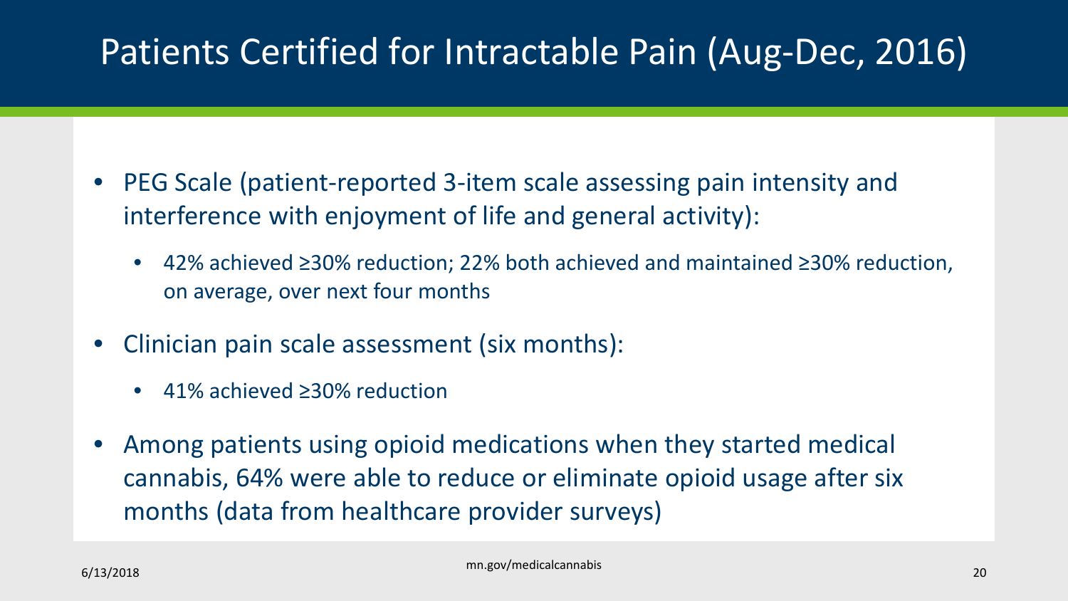# Patients Certified for Intractable Pain (Aug-Dec, 2016)

- PEG Scale (patient-reported 3-item scale assessing pain intensity and interference with enjoyment of life and general activity):
  - 42% achieved ≥30% reduction; 22% both achieved and maintained ≥30% reduction, on average, over next four months
- Clinician pain scale assessment (six months):
  - 41% achieved ≥30% reduction
- Among patients using opioid medications when they started medical cannabis, 64% were able to reduce or eliminate opioid usage after six months (data from healthcare provider surveys)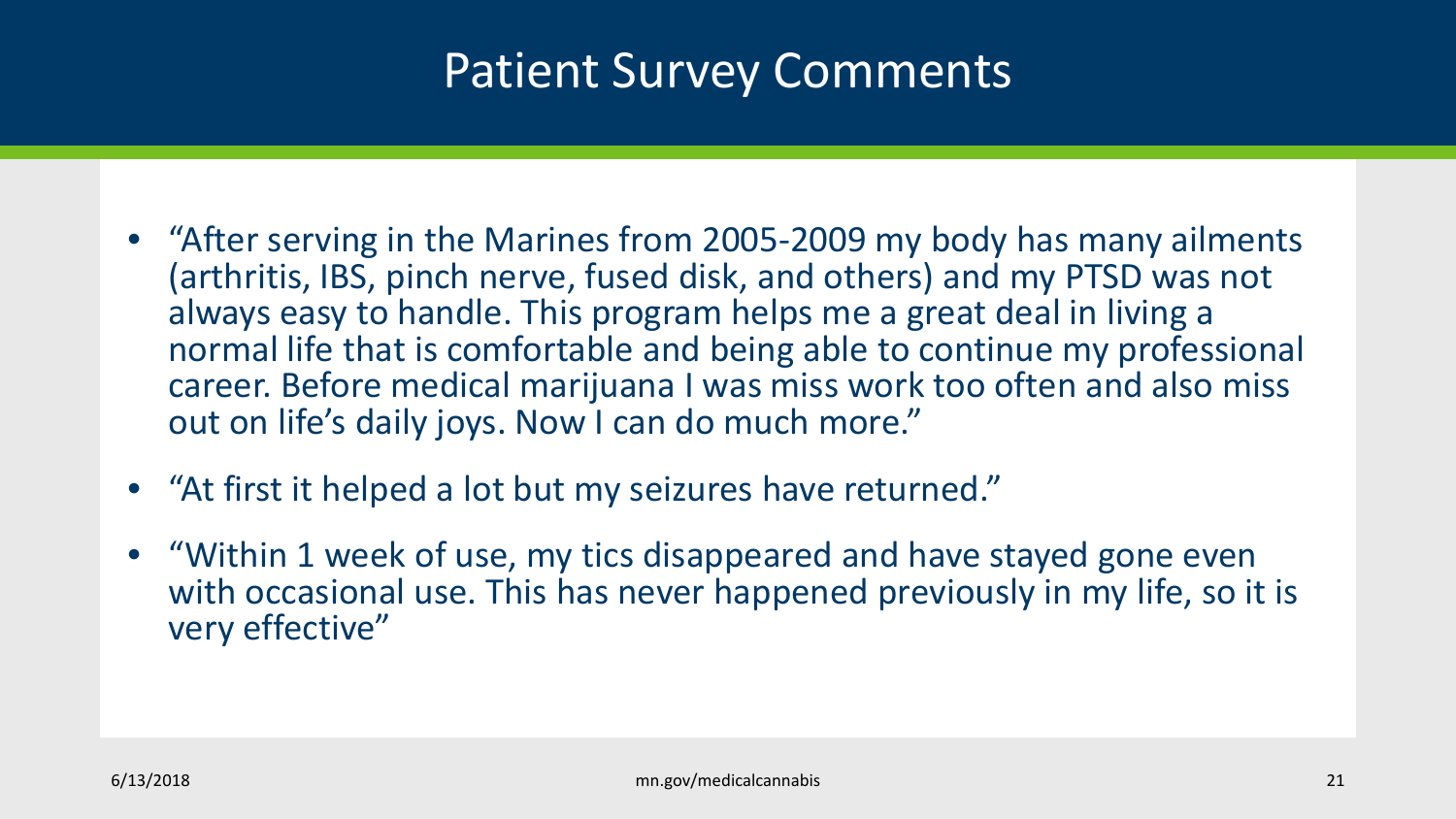# Patient Survey Comments

- "After serving in the Marines from 2005-2009 my body has many ailments (arthritis, IBS, pinch nerve, fused disk, and others) and my PTSD was not always easy to handle. This program helps me a great deal in living a normal life that is comfortable and being able to continue my professional career. Before medical marijuana I was miss work too often and also miss out on life's daily joys. Now I can do much more."
- "At first it helped a lot but my seizures have returned."
- "Within 1 week of use, my tics disappeared and have stayed gone even with occasional use. This has never happened previously in my life, so it is very effective"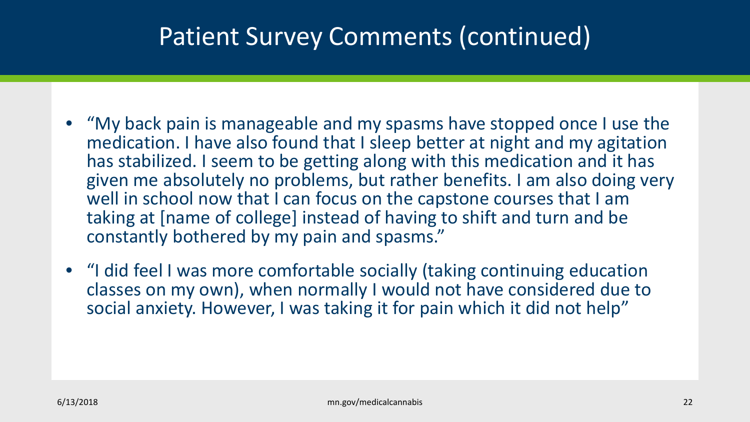# Patient Survey Comments (continued)

- "My back pain is manageable and my spasms have stopped once I use the medication. I have also found that I sleep better at night and my agitation has stabilized. I seem to be getting along with this medication and it has given me absolutely no problems, but rather benefits. I am also doing very well in school now that I can focus on the capstone courses that I am taking at [name of college] instead of having to shift and turn and be constantly bothered by my pain and spasms."
- "I did feel I was more comfortable socially (taking continuing education classes on my own), when normally I would not have considered due to social anxiety. However, I was taking it for pain which it did not help"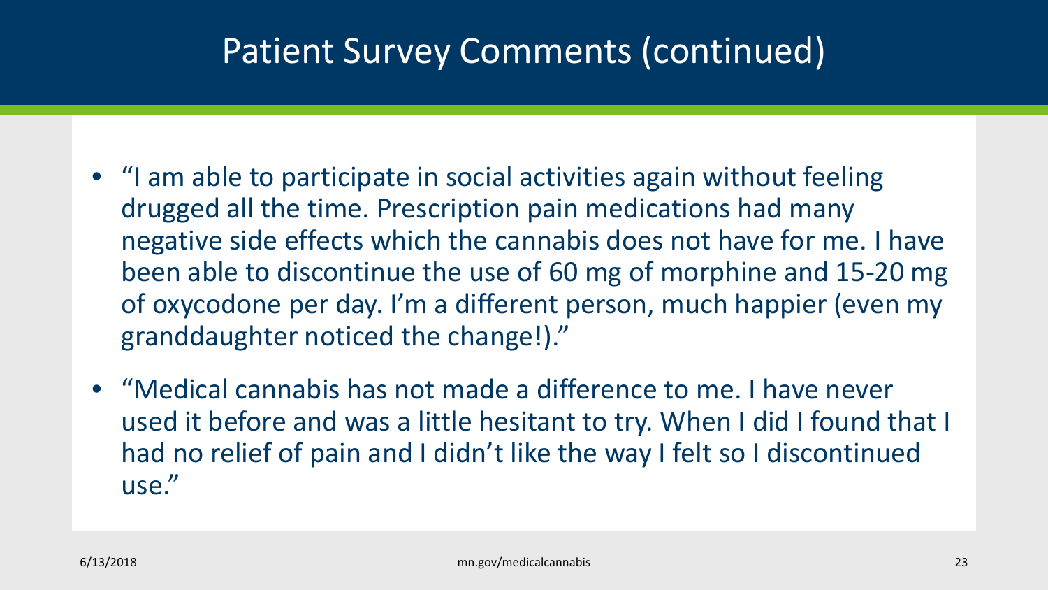# Patient Survey Comments (continued)

- "I am able to participate in social activities again without feeling drugged all the time. Prescription pain medications had many negative side effects which the cannabis does not have for me. I have been able to discontinue the use of 60 mg of morphine and 15-20 mg of oxycodone per day. I'm a different person, much happier (even my granddaughter noticed the change!)."
- "Medical cannabis has not made a difference to me. I have never used it before and was a little hesitant to try. When I did I found that I had no relief of pain and I didn't like the way I felt so I discontinued use."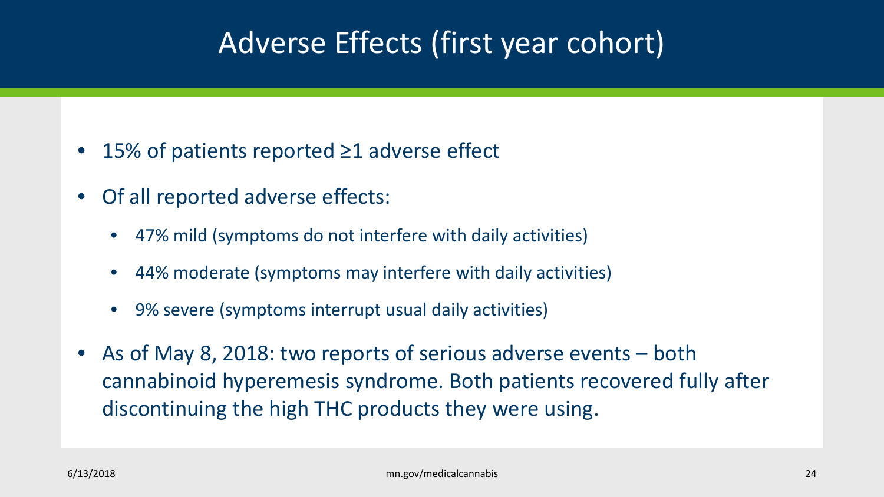# Adverse Effects (first year cohort)

- 15% of patients reported ≥1 adverse effect
- Of all reported adverse effects:
  - 47% mild (symptoms do not interfere with daily activities)
  - 44% moderate (symptoms may interfere with daily activities)
  - 9% severe (symptoms interrupt usual daily activities)
- As of May 8, 2018: two reports of serious adverse events – both cannabinoid hyperemesis syndrome. Both patients recovered fully after discontinuing the high THC products they were using.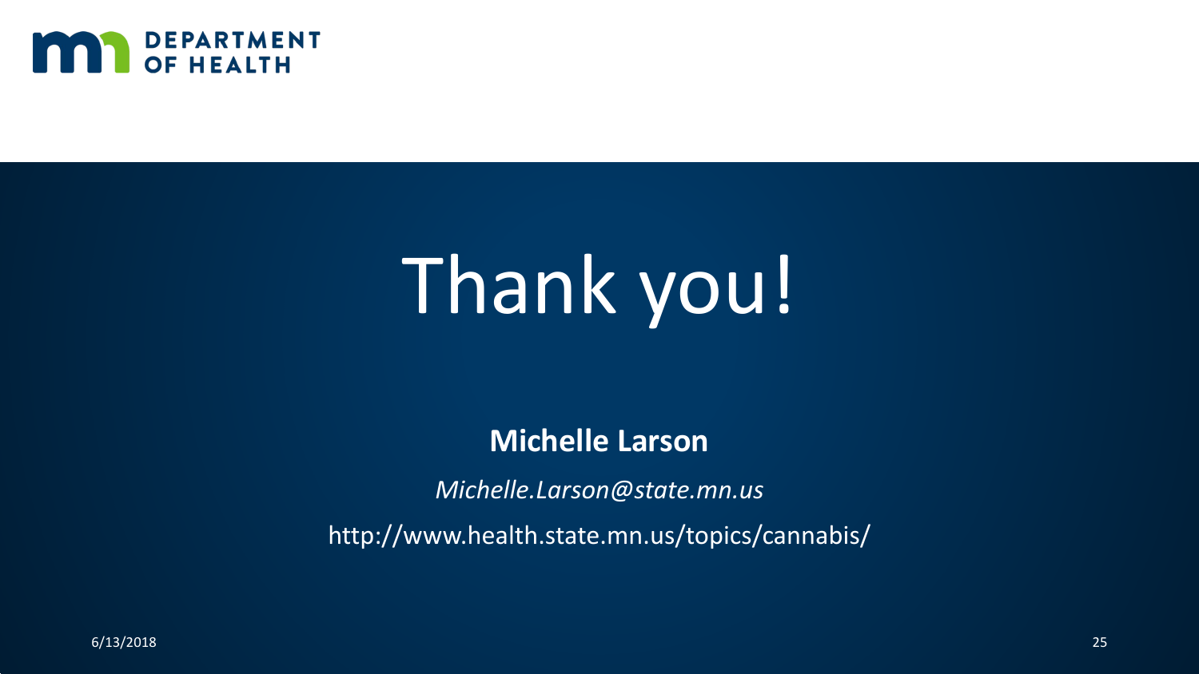# Thank you!

**Michelle Larson**

*Michelle.Larson@state.mn.us*

http://www.health.state.mn.us/topics/cannabis/